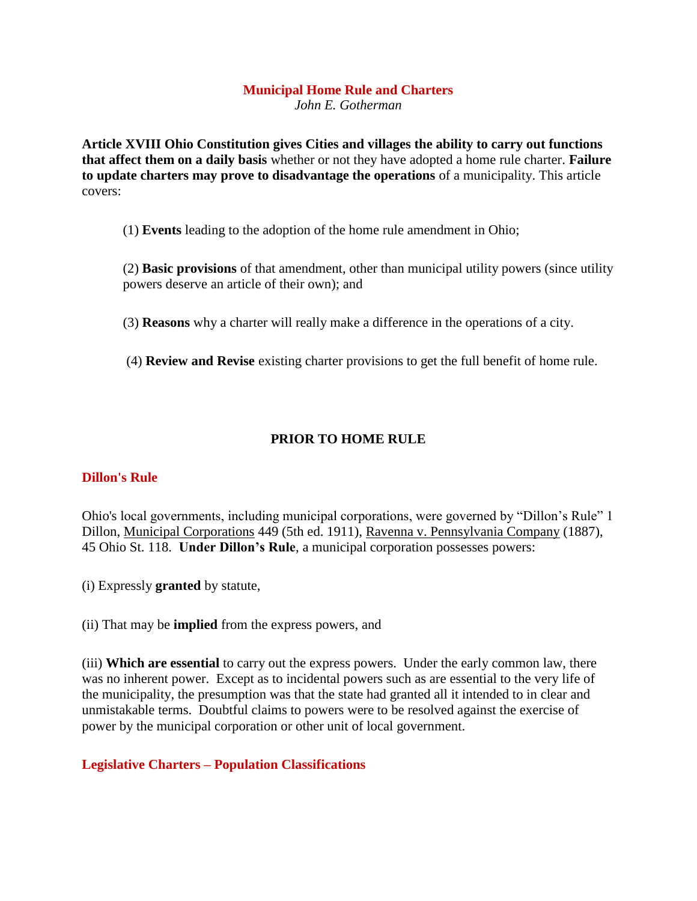# Municipal Home Rule and Charters

*John E. Gotherman*

**Article XVIII Ohio Constitution gives Cities and villages the ability to carry out functions that affect them on a daily basis** whether or not they have adopted a home rule charter. **Failure to update charters may prove to disadvantage the operations** of a municipality. This article covers:

(1) **Events** leading to the adoption of the home rule amendment in Ohio;

(2) **Basic provisions** of that amendment, other than municipal utility powers (since utility powers deserve an article of their own); and

(3) **Reasons** why a charter will really make a difference in the operations of a city.

(4) **Review and Revise** existing charter provisions to get the full benefit of home rule.

## PRIOR TO HOME RULE

### Dillon's Rule

Ohio's local governments, including municipal corporations, were governed by "Dillon's Rule" 1 Dillon, Municipal Corporations 449 (5th ed. 1911), Ravenna v. Pennsylvania Company (1887), 45 Ohio St. 118. **Under Dillon's Rule**, a municipal corporation possesses powers:

(i) Expressly **granted** by statute,

(ii) That may be **implied** from the express powers, and

(iii) **Which are essential** to carry out the express powers. Under the early common law, there was no inherent power. Except as to incidental powers such as are essential to the very life of the municipality, the presumption was that the state had granted all it intended to in clear and unmistakable terms. Doubtful claims to powers were to be resolved against the exercise of power by the municipal corporation or other unit of local government.

### Legislative Charters – Population Classifications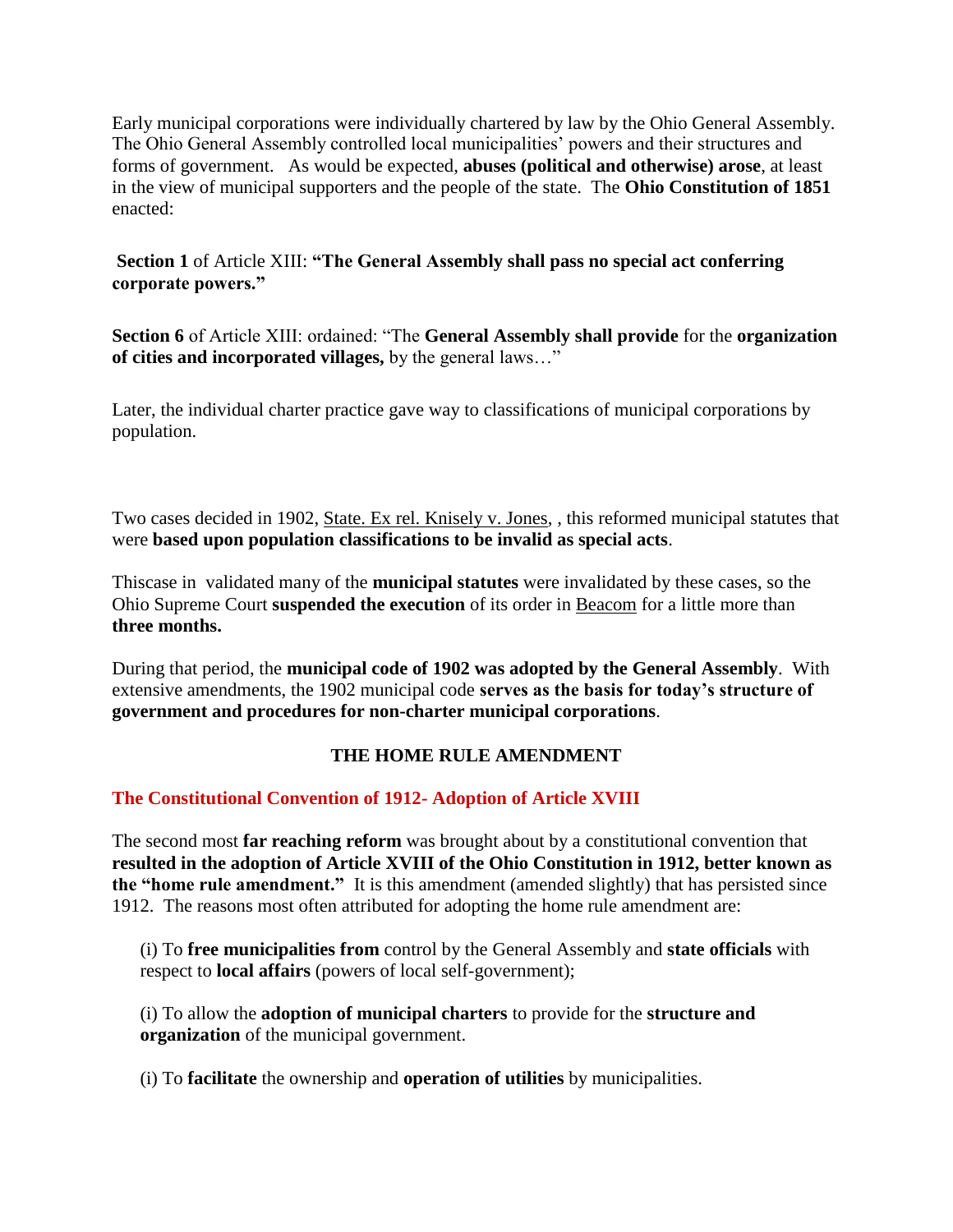Early municipal corporations were individually chartered by law by the Ohio General Assembly. The Ohio General Assembly controlled local municipalities' powers and their structures and forms of government. As would be expected, **abuses (political and otherwise) arose**, at least in the view of municipal supporters and the people of the state. The **Ohio Constitution of 1851** enacted:

**Section 1** of Article XIII: **"The General Assembly shall pass no special act conferring corporate powers."**

**Section 6** of Article XIII: ordained: "The **General Assembly shall provide** for the **organization of cities and incorporated villages,** by the general laws…"

Later, the individual charter practice gave way to classifications of municipal corporations by population.

Two cases decided in 1902, State. Ex rel. Knisely v. Jones, , this reformed municipal statutes that were **based upon population classifications to be invalid as special acts**.

Thiscase in validated many of the **municipal statutes** were invalidated by these cases, so the Ohio Supreme Court **suspended the execution** of its order in Beacom for a little more than **three months.**

During that period, the **municipal code of 1902 was adopted by the General Assembly**. With extensive amendments, the 1902 municipal code **serves as the basis for today's structure of government and procedures for non-charter municipal corporations**.

## THE HOME RULE AMENDMENT

### The Constitutional Convention of 1912- Adoption of Article XVIII

The second most **far reaching reform** was brought about by a constitutional convention that **resulted in the adoption of Article XVIII of the Ohio Constitution in 1912, better known as the "home rule amendment."** It is this amendment (amended slightly) that has persisted since 1912. The reasons most often attributed for adopting the home rule amendment are:

(i) To **free municipalities from** control by the General Assembly and **state officials** with respect to **local affairs** (powers of local self-government);

(i) To allow the **adoption of municipal charters** to provide for the **structure and organization** of the municipal government.

(i) To **facilitate** the ownership and **operation of utilities** by municipalities.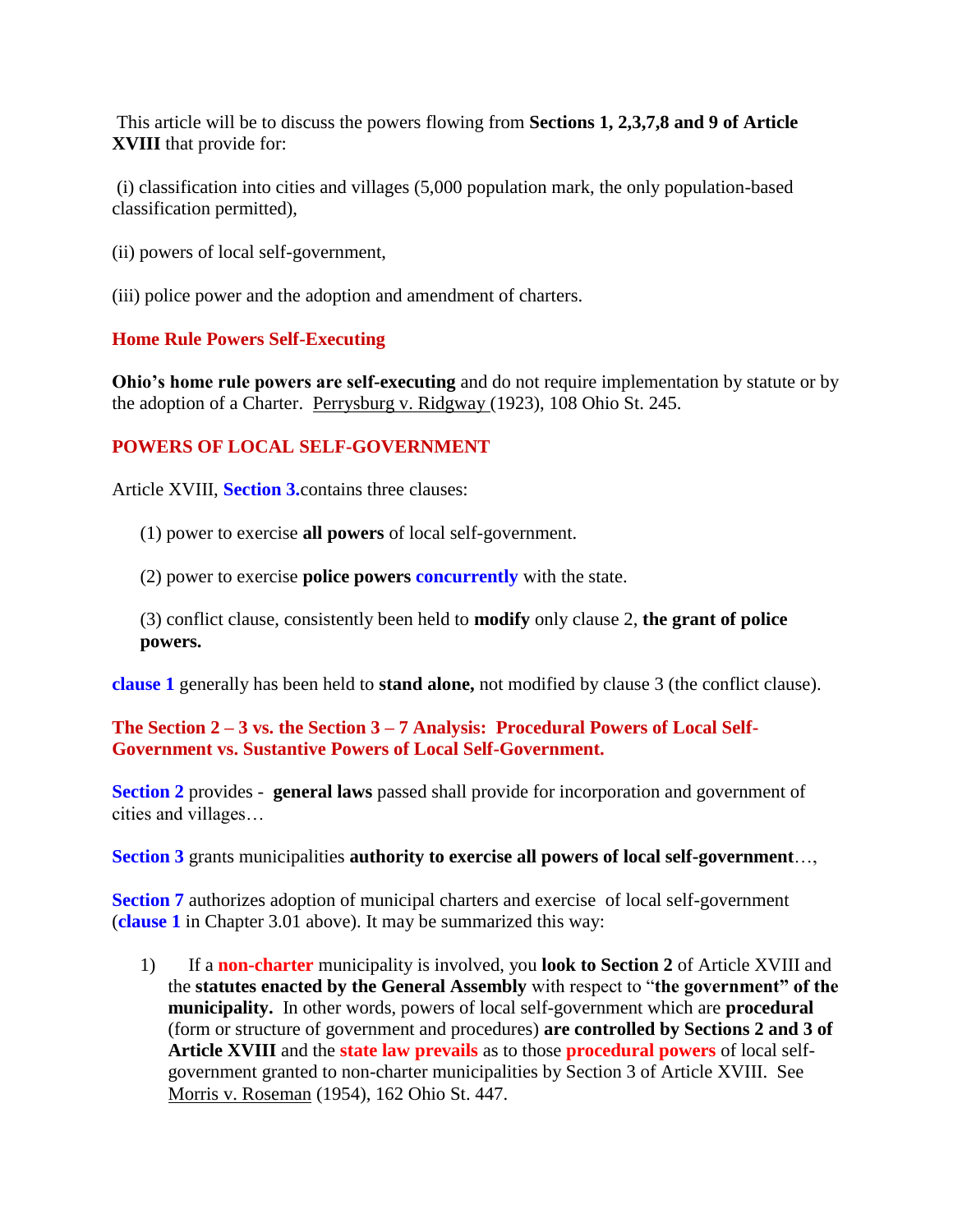This article will be to discuss the powers flowing from **Sections 1, 2,3,7,8 and 9 of Article XVIII** that provide for:

(i) classification into cities and villages (5,000 population mark, the only population-based classification permitted),

(ii) powers of local self-government,

(iii) police power and the adoption and amendment of charters.

## Home Rule Powers Self-Executing

**Ohio's home rule powers are self-executing** and do not require implementation by statute or by the adoption of a Charter. Perrysburg v. Ridgway (1923), 108 Ohio St. 245.

## POWERS OF LOCAL SELF-GOVERNMENT

Article XVIII, **Section 3.**contains three clauses:

(1) power to exercise **all powers** of local self-government.

(2) power to exercise **police powers concurrently** with the state.

(3) conflict clause, consistently been held to **modify** only clause 2, **the grant of police powers.**

**clause 1** generally has been held to **stand alone,** not modified by clause 3 (the conflict clause).

## The Section 2 – 3 vs. the Section 3 – 7 Analysis: Procedural Powers of Local Self-Government vs. Sustantive Powers of Local Self-Government.

**Section 2** provides - **general laws** passed shall provide for incorporation and government of cities and villages…

**Section 3** grants municipalities **authority to exercise all powers of local self-government**…,

**Section 7** authorizes adoption of municipal charters and exercise of local self-government (**clause 1** in Chapter 3.01 above). It may be summarized this way:

1) If a **non-charter** municipality is involved, you **look to Section 2** of Article XVIII and the **statutes enacted by the General Assembly** with respect to "**the government" of the municipality.** In other words, powers of local self-government which are **procedural** (form or structure of government and procedures) **are controlled by Sections 2 and 3 of Article XVIII** and the **state law prevails** as to those **procedural powers** of local self-government granted to non-charter municipalities by Section 3 of Article XVIII. See Morris v. Roseman (1954), 162 Ohio St. 447.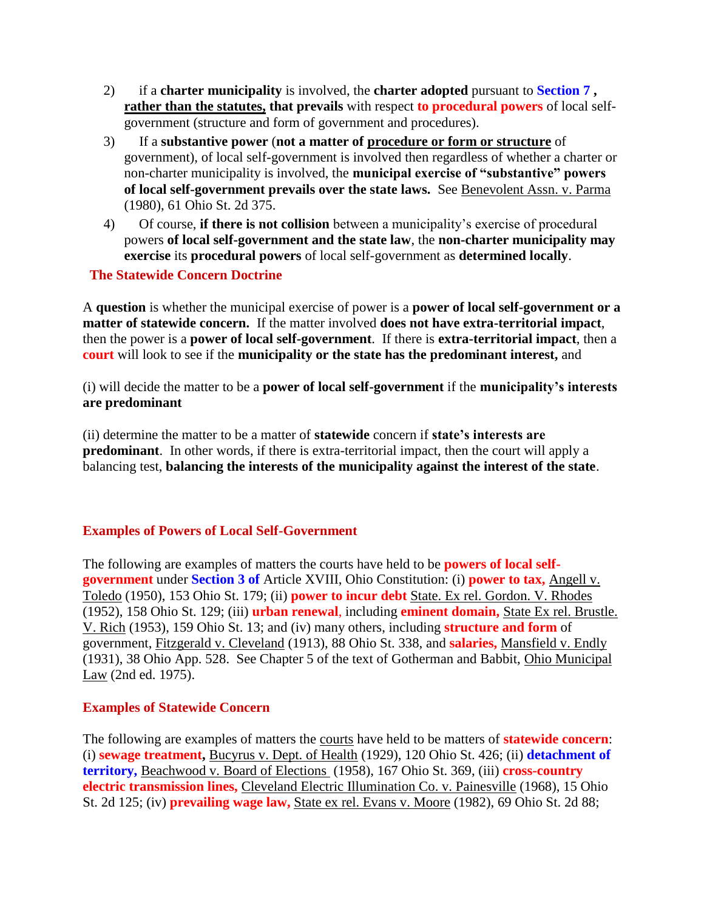2) if a **charter municipality** is involved, the **charter adopted** pursuant to **Section 7 ,** **rather than the statutes, that prevails** with respect **to procedural powers** of local self-government (structure and form of government and procedures).

3) If a **substantive power** (**not a matter of procedure or form or structure** of government), of local self-government is involved then regardless of whether a charter or non-charter municipality is involved, the **municipal exercise of "substantive" powers of local self-government prevails over the state laws.** See Benevolent Assn. v. Parma (1980), 61 Ohio St. 2d 375.

4) Of course, **if there is not collision** between a municipality's exercise of procedural powers **of local self-government and the state law**, the **non-charter municipality may exercise** its **procedural powers** of local self-government as **determined locally**.

**The Statewide Concern Doctrine**

A **question** is whether the municipal exercise of power is a **power of local self-government or a matter of statewide concern.** If the matter involved **does not have extra-territorial impact**, then the power is a **power of local self-government**. If there is **extra-territorial impact**, then a **court** will look to see if the **municipality or the state has the predominant interest,** and

(i) will decide the matter to be a **power of local self-government** if the **municipality's interests are predominant**

(ii) determine the matter to be a matter of **statewide** concern if **state's interests are predominant**. In other words, if there is extra-territorial impact, then the court will apply a balancing test, **balancing the interests of the municipality against the interest of the state**.

**Examples of Powers of Local Self-Government**

The following are examples of matters the courts have held to be **powers of local self-government** under **Section 3 of** Article XVIII, Ohio Constitution: (i) **power to tax,** Angell v. Toledo (1950), 153 Ohio St. 179; (ii) **power to incur debt** State. Ex rel. Gordon. V. Rhodes (1952), 158 Ohio St. 129; (iii) **urban renewal**, including **eminent domain,** State Ex rel. Brustle. V. Rich (1953), 159 Ohio St. 13; and (iv) many others, including **structure and form** of government, Fitzgerald v. Cleveland (1913), 88 Ohio St. 338, and **salaries,** Mansfield v. Endly (1931), 38 Ohio App. 528. See Chapter 5 of the text of Gotherman and Babbit, Ohio Municipal Law (2nd ed. 1975).

**Examples of Statewide Concern**

The following are examples of matters the courts have held to be matters of **statewide concern**: (i) **sewage treatment,** Bucyrus v. Dept. of Health (1929), 120 Ohio St. 426; (ii) **detachment of territory,** Beachwood v. Board of Elections (1958), 167 Ohio St. 369, (iii) **cross-country electric transmission lines,** Cleveland Electric Illumination Co. v. Painesville (1968), 15 Ohio St. 2d 125; (iv) **prevailing wage law,** State ex rel. Evans v. Moore (1982), 69 Ohio St. 2d 88;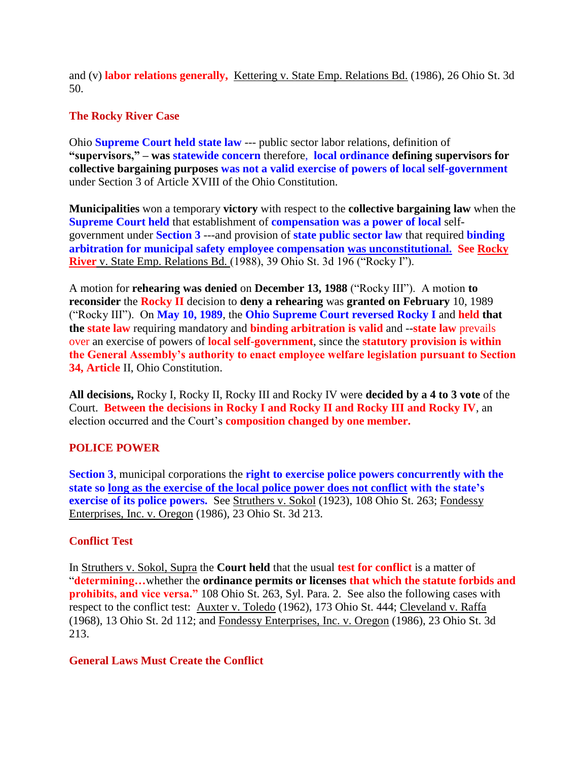and (v) **labor relations generally,** Kettering v. State Emp. Relations Bd. (1986), 26 Ohio St. 3d 50.

## The Rocky River Case

Ohio **Supreme Court held state law** --- public sector labor relations, definition of **"supervisors," – was statewide concern** therefore, **local ordinance defining supervisors for collective bargaining purposes was not a valid exercise of powers of local self-government** under Section 3 of Article XVIII of the Ohio Constitution.

**Municipalities** won a temporary **victory** with respect to the **collective bargaining law** when the **Supreme Court held** that establishment of **compensation was a power of local** self-government under **Section 3** ---and provision of **state public sector law** that required **binding arbitration for municipal safety employee compensation was unconstitutional. See Rocky River** v. State Emp. Relations Bd. (1988), 39 Ohio St. 3d 196 ("Rocky I").

A motion for **rehearing was denied** on **December 13, 1988** ("Rocky III"). A motion **to reconsider** the **Rocky II** decision to **deny a rehearing** was **granted on February** 10, 1989 ("Rocky III"). On **May 10, 1989**, the **Ohio Supreme Court reversed Rocky I** and **held that the state law** requiring mandatory and **binding arbitration is valid** and --**state law** prevails over an exercise of powers of **local self-government**, since the **statutory provision is within the General Assembly's authority to enact employee welfare legislation pursuant to Section 34, Article** II, Ohio Constitution.

**All decisions,** Rocky I, Rocky II, Rocky III and Rocky IV were **decided by a 4 to 3 vote** of the Court. **Between the decisions in Rocky I and Rocky II and Rocky III and Rocky IV**, an election occurred and the Court's **composition changed by one member.**

## POLICE POWER

**Section 3**, municipal corporations the **right to exercise police powers concurrently with the state so long as the exercise of the local police power does not conflict with the state's exercise of its police powers.** See Struthers v. Sokol (1923), 108 Ohio St. 263; Fondessy Enterprises, Inc. v. Oregon (1986), 23 Ohio St. 3d 213.

## Conflict Test

In Struthers v. Sokol, Supra the **Court held** that the usual **test for conflict** is a matter of "**determining…**whether the **ordinance permits or licenses that which the statute forbids and prohibits, and vice versa."** 108 Ohio St. 263, Syl. Para. 2. See also the following cases with respect to the conflict test: Auxter v. Toledo (1962), 173 Ohio St. 444; Cleveland v. Raffa (1968), 13 Ohio St. 2d 112; and Fondessy Enterprises, Inc. v. Oregon (1986), 23 Ohio St. 3d 213.

## General Laws Must Create the Conflict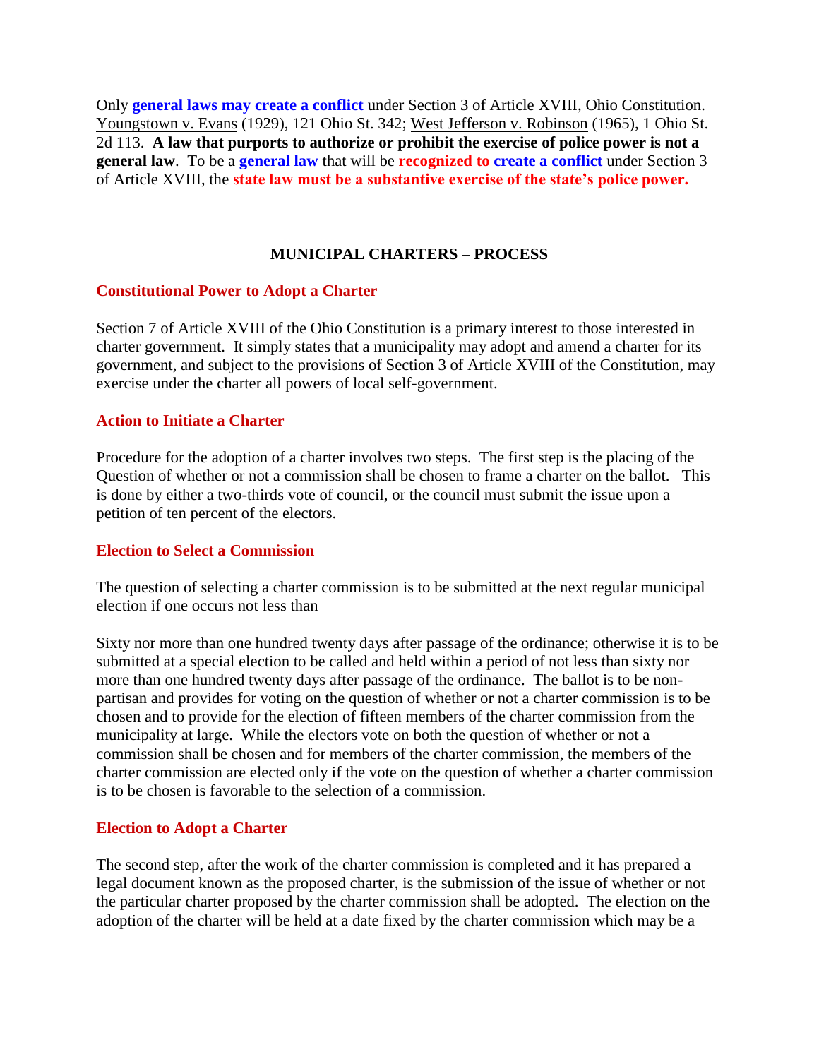Only **general laws may create a conflict** under Section 3 of Article XVIII, Ohio Constitution. Youngstown v. Evans (1929), 121 Ohio St. 342; West Jefferson v. Robinson (1965), 1 Ohio St. 2d 113. **A law that purports to authorize or prohibit the exercise of police power is not a general law**. To be a **general law** that will be **recognized to create a conflict** under Section 3 of Article XVIII, the **state law must be a substantive exercise of the state's police power.**

## MUNICIPAL CHARTERS – PROCESS

### Constitutional Power to Adopt a Charter

Section 7 of Article XVIII of the Ohio Constitution is a primary interest to those interested in charter government. It simply states that a municipality may adopt and amend a charter for its government, and subject to the provisions of Section 3 of Article XVIII of the Constitution, may exercise under the charter all powers of local self-government.

### Action to Initiate a Charter

Procedure for the adoption of a charter involves two steps. The first step is the placing of the Question of whether or not a commission shall be chosen to frame a charter on the ballot. This is done by either a two-thirds vote of council, or the council must submit the issue upon a petition of ten percent of the electors.

### Election to Select a Commission

The question of selecting a charter commission is to be submitted at the next regular municipal election if one occurs not less than

Sixty nor more than one hundred twenty days after passage of the ordinance; otherwise it is to be submitted at a special election to be called and held within a period of not less than sixty nor more than one hundred twenty days after passage of the ordinance. The ballot is to be non-partisan and provides for voting on the question of whether or not a charter commission is to be chosen and to provide for the election of fifteen members of the charter commission from the municipality at large. While the electors vote on both the question of whether or not a commission shall be chosen and for members of the charter commission, the members of the charter commission are elected only if the vote on the question of whether a charter commission is to be chosen is favorable to the selection of a commission.

### Election to Adopt a Charter

The second step, after the work of the charter commission is completed and it has prepared a legal document known as the proposed charter, is the submission of the issue of whether or not the particular charter proposed by the charter commission shall be adopted. The election on the adoption of the charter will be held at a date fixed by the charter commission which may be a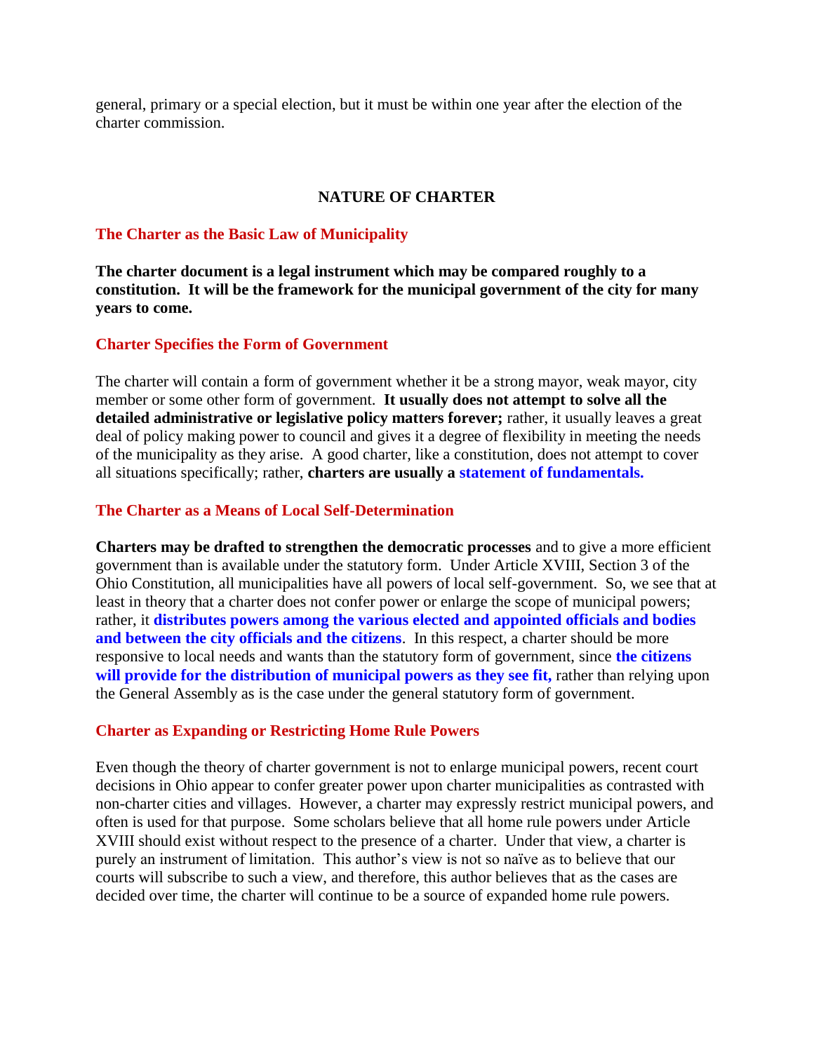general, primary or a special election, but it must be within one year after the election of the charter commission.

## NATURE OF CHARTER

### The Charter as the Basic Law of Municipality

**The charter document is a legal instrument which may be compared roughly to a constitution. It will be the framework for the municipal government of the city for many years to come.**

### Charter Specifies the Form of Government

The charter will contain a form of government whether it be a strong mayor, weak mayor, city member or some other form of government. **It usually does not attempt to solve all the detailed administrative or legislative policy matters forever;** rather, it usually leaves a great deal of policy making power to council and gives it a degree of flexibility in meeting the needs of the municipality as they arise. A good charter, like a constitution, does not attempt to cover all situations specifically; rather, **charters are usually a statement of fundamentals.**

### The Charter as a Means of Local Self-Determination

**Charters may be drafted to strengthen the democratic processes** and to give a more efficient government than is available under the statutory form. Under Article XVIII, Section 3 of the Ohio Constitution, all municipalities have all powers of local self-government. So, we see that at least in theory that a charter does not confer power or enlarge the scope of municipal powers; rather, it **distributes powers among the various elected and appointed officials and bodies and between the city officials and the citizens**. In this respect, a charter should be more responsive to local needs and wants than the statutory form of government, since **the citizens will provide for the distribution of municipal powers as they see fit,** rather than relying upon the General Assembly as is the case under the general statutory form of government.

### Charter as Expanding or Restricting Home Rule Powers

Even though the theory of charter government is not to enlarge municipal powers, recent court decisions in Ohio appear to confer greater power upon charter municipalities as contrasted with non-charter cities and villages. However, a charter may expressly restrict municipal powers, and often is used for that purpose. Some scholars believe that all home rule powers under Article XVIII should exist without respect to the presence of a charter. Under that view, a charter is purely an instrument of limitation. This author's view is not so naïve as to believe that our courts will subscribe to such a view, and therefore, this author believes that as the cases are decided over time, the charter will continue to be a source of expanded home rule powers.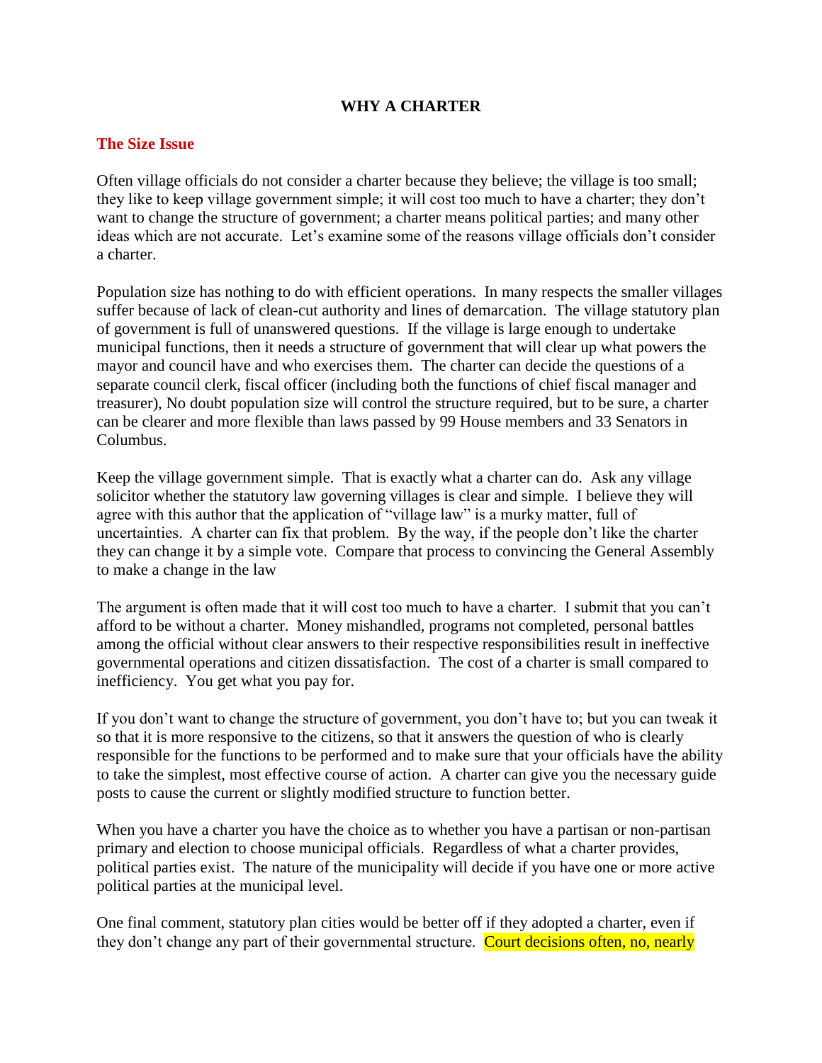# WHY A CHARTER

## The Size Issue

Often village officials do not consider a charter because they believe; the village is too small; they like to keep village government simple; it will cost too much to have a charter; they don't want to change the structure of government; a charter means political parties; and many other ideas which are not accurate. Let's examine some of the reasons village officials don't consider a charter.

Population size has nothing to do with efficient operations. In many respects the smaller villages suffer because of lack of clean-cut authority and lines of demarcation. The village statutory plan of government is full of unanswered questions. If the village is large enough to undertake municipal functions, then it needs a structure of government that will clear up what powers the mayor and council have and who exercises them. The charter can decide the questions of a separate council clerk, fiscal officer (including both the functions of chief fiscal manager and treasurer), No doubt population size will control the structure required, but to be sure, a charter can be clearer and more flexible than laws passed by 99 House members and 33 Senators in Columbus.

Keep the village government simple. That is exactly what a charter can do. Ask any village solicitor whether the statutory law governing villages is clear and simple. I believe they will agree with this author that the application of "village law" is a murky matter, full of uncertainties. A charter can fix that problem. By the way, if the people don't like the charter they can change it by a simple vote. Compare that process to convincing the General Assembly to make a change in the law

The argument is often made that it will cost too much to have a charter. I submit that you can't afford to be without a charter. Money mishandled, programs not completed, personal battles among the official without clear answers to their respective responsibilities result in ineffective governmental operations and citizen dissatisfaction. The cost of a charter is small compared to inefficiency. You get what you pay for.

If you don't want to change the structure of government, you don't have to; but you can tweak it so that it is more responsive to the citizens, so that it answers the question of who is clearly responsible for the functions to be performed and to make sure that your officials have the ability to take the simplest, most effective course of action. A charter can give you the necessary guide posts to cause the current or slightly modified structure to function better.

When you have a charter you have the choice as to whether you have a partisan or non-partisan primary and election to choose municipal officials. Regardless of what a charter provides, political parties exist. The nature of the municipality will decide if you have one or more active political parties at the municipal level.

One final comment, statutory plan cities would be better off if they adopted a charter, even if they don't change any part of their governmental structure. Court decisions often, no, nearly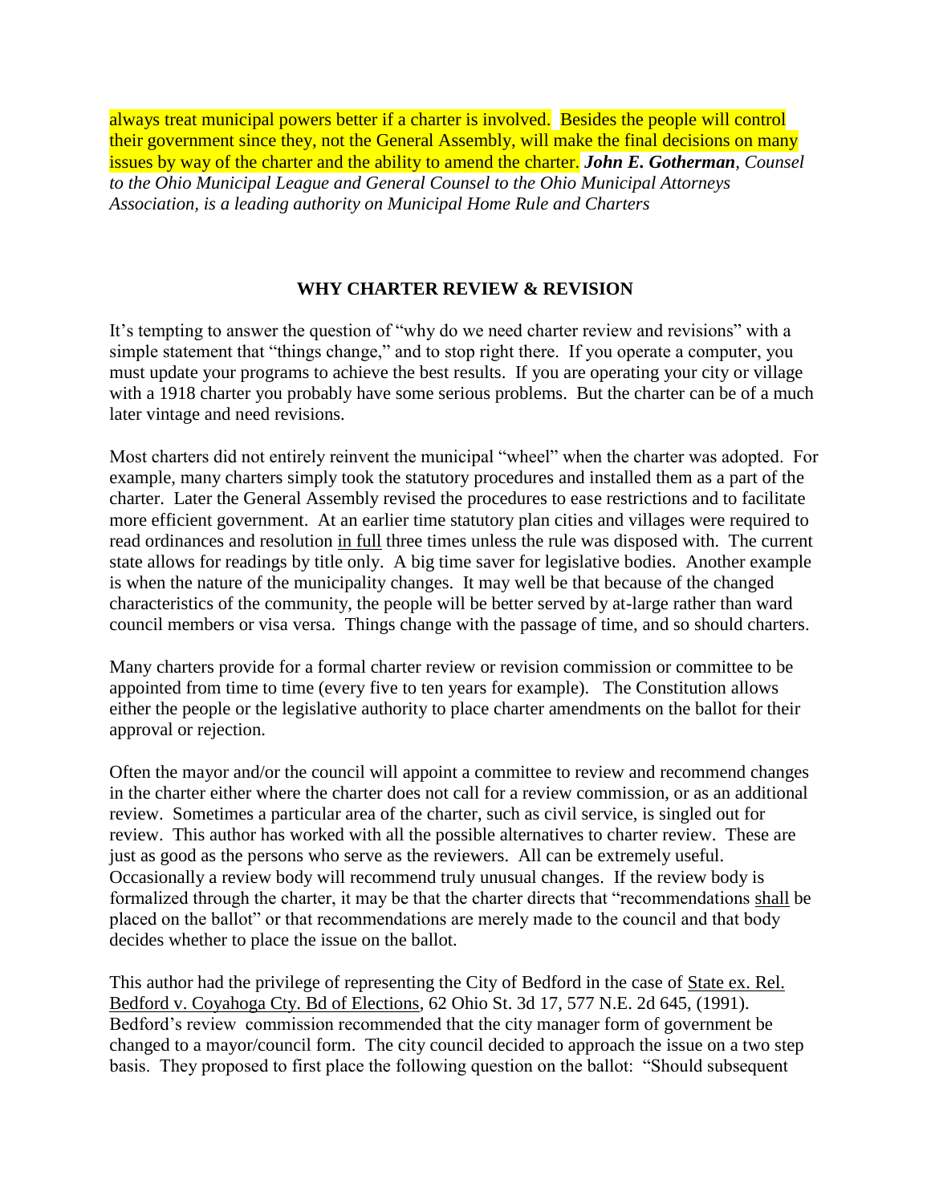always treat municipal powers better if a charter is involved. Besides the people will control their government since they, not the General Assembly, will make the final decisions on many issues by way of the charter and the ability to amend the charter. ***John E. Gotherman**, Counsel to the Ohio Municipal League and General Counsel to the Ohio Municipal Attorneys Association, is a leading authority on Municipal Home Rule and Charters*

## WHY CHARTER REVIEW & REVISION

It's tempting to answer the question of "why do we need charter review and revisions" with a simple statement that "things change," and to stop right there. If you operate a computer, you must update your programs to achieve the best results. If you are operating your city or village with a 1918 charter you probably have some serious problems. But the charter can be of a much later vintage and need revisions.

Most charters did not entirely reinvent the municipal "wheel" when the charter was adopted. For example, many charters simply took the statutory procedures and installed them as a part of the charter. Later the General Assembly revised the procedures to ease restrictions and to facilitate more efficient government. At an earlier time statutory plan cities and villages were required to read ordinances and resolution in full three times unless the rule was disposed with. The current state allows for readings by title only. A big time saver for legislative bodies. Another example is when the nature of the municipality changes. It may well be that because of the changed characteristics of the community, the people will be better served by at-large rather than ward council members or visa versa. Things change with the passage of time, and so should charters.

Many charters provide for a formal charter review or revision commission or committee to be appointed from time to time (every five to ten years for example). The Constitution allows either the people or the legislative authority to place charter amendments on the ballot for their approval or rejection.

Often the mayor and/or the council will appoint a committee to review and recommend changes in the charter either where the charter does not call for a review commission, or as an additional review. Sometimes a particular area of the charter, such as civil service, is singled out for review. This author has worked with all the possible alternatives to charter review. These are just as good as the persons who serve as the reviewers. All can be extremely useful. Occasionally a review body will recommend truly unusual changes. If the review body is formalized through the charter, it may be that the charter directs that "recommendations shall be placed on the ballot" or that recommendations are merely made to the council and that body decides whether to place the issue on the ballot.

This author had the privilege of representing the City of Bedford in the case of State ex. Rel. Bedford v. Coyahoga Cty. Bd of Elections, 62 Ohio St. 3d 17, 577 N.E. 2d 645, (1991). Bedford's review commission recommended that the city manager form of government be changed to a mayor/council form. The city council decided to approach the issue on a two step basis. They proposed to first place the following question on the ballot: "Should subsequent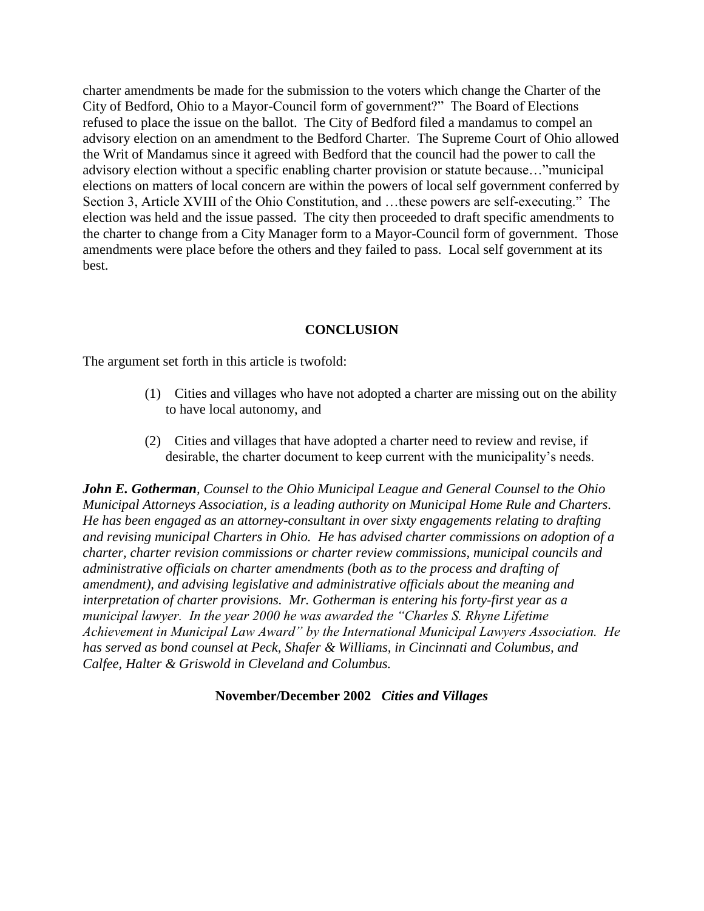charter amendments be made for the submission to the voters which change the Charter of the City of Bedford, Ohio to a Mayor-Council form of government?" The Board of Elections refused to place the issue on the ballot. The City of Bedford filed a mandamus to compel an advisory election on an amendment to the Bedford Charter. The Supreme Court of Ohio allowed the Writ of Mandamus since it agreed with Bedford that the council had the power to call the advisory election without a specific enabling charter provision or statute because…"municipal elections on matters of local concern are within the powers of local self government conferred by Section 3, Article XVIII of the Ohio Constitution, and …these powers are self-executing." The election was held and the issue passed. The city then proceeded to draft specific amendments to the charter to change from a City Manager form to a Mayor-Council form of government. Those amendments were place before the others and they failed to pass. Local self government at its best.

## CONCLUSION

The argument set forth in this article is twofold:

(1) Cities and villages who have not adopted a charter are missing out on the ability to have local autonomy, and

(2) Cities and villages that have adopted a charter need to review and revise, if desirable, the charter document to keep current with the municipality's needs.

***John E. Gotherman**, Counsel to the Ohio Municipal League and General Counsel to the Ohio Municipal Attorneys Association, is a leading authority on Municipal Home Rule and Charters. He has been engaged as an attorney-consultant in over sixty engagements relating to drafting and revising municipal Charters in Ohio. He has advised charter commissions on adoption of a charter, charter revision commissions or charter review commissions, municipal councils and administrative officials on charter amendments (both as to the process and drafting of amendment), and advising legislative and administrative officials about the meaning and interpretation of charter provisions. Mr. Gotherman is entering his forty-first year as a municipal lawyer. In the year 2000 he was awarded the "Charles S. Rhyne Lifetime Achievement in Municipal Law Award" by the International Municipal Lawyers Association. He has served as bond counsel at Peck, Shafer & Williams, in Cincinnati and Columbus, and Calfee, Halter & Griswold in Cleveland and Columbus.*

**November/December 2002** ***Cities and Villages***